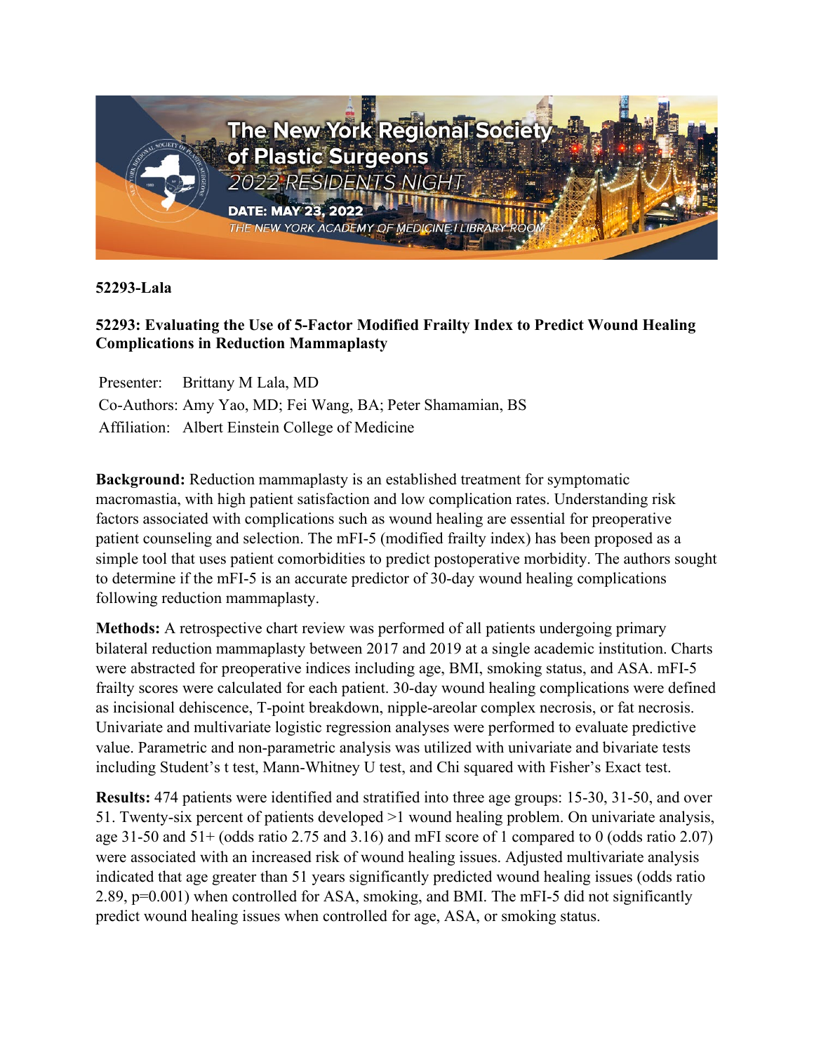The New York Regional Society of Plastic Surgeons

2022 RESIDENTS NIGHT

DATE: MAY 23, 2022

THE NEW YORK ACADEMY OF MEDICINE | LIBRARY ROOM

**52293-Lala**

**52293: Evaluating the Use of 5-Factor Modified Frailty Index to Predict Wound Healing Complications in Reduction Mammaplasty**

Presenter: Brittany M Lala, MD
Co-Authors: Amy Yao, MD; Fei Wang, BA; Peter Shamamian, BS
Affiliation: Albert Einstein College of Medicine

**Background:** Reduction mammaplasty is an established treatment for symptomatic macromastia, with high patient satisfaction and low complication rates. Understanding risk factors associated with complications such as wound healing are essential for preoperative patient counseling and selection. The mFI-5 (modified frailty index) has been proposed as a simple tool that uses patient comorbidities to predict postoperative morbidity. The authors sought to determine if the mFI-5 is an accurate predictor of 30-day wound healing complications following reduction mammaplasty.

**Methods:** A retrospective chart review was performed of all patients undergoing primary bilateral reduction mammaplasty between 2017 and 2019 at a single academic institution. Charts were abstracted for preoperative indices including age, BMI, smoking status, and ASA. mFI-5 frailty scores were calculated for each patient. 30-day wound healing complications were defined as incisional dehiscence, T-point breakdown, nipple-areolar complex necrosis, or fat necrosis. Univariate and multivariate logistic regression analyses were performed to evaluate predictive value. Parametric and non-parametric analysis was utilized with univariate and bivariate tests including Student's t test, Mann-Whitney U test, and Chi squared with Fisher's Exact test.

**Results:** 474 patients were identified and stratified into three age groups: 15-30, 31-50, and over 51. Twenty-six percent of patients developed >1 wound healing problem. On univariate analysis, age 31-50 and 51+ (odds ratio 2.75 and 3.16) and mFI score of 1 compared to 0 (odds ratio 2.07) were associated with an increased risk of wound healing issues. Adjusted multivariate analysis indicated that age greater than 51 years significantly predicted wound healing issues (odds ratio 2.89, $p=0.001$) when controlled for ASA, smoking, and BMI. The mFI-5 did not significantly predict wound healing issues when controlled for age, ASA, or smoking status.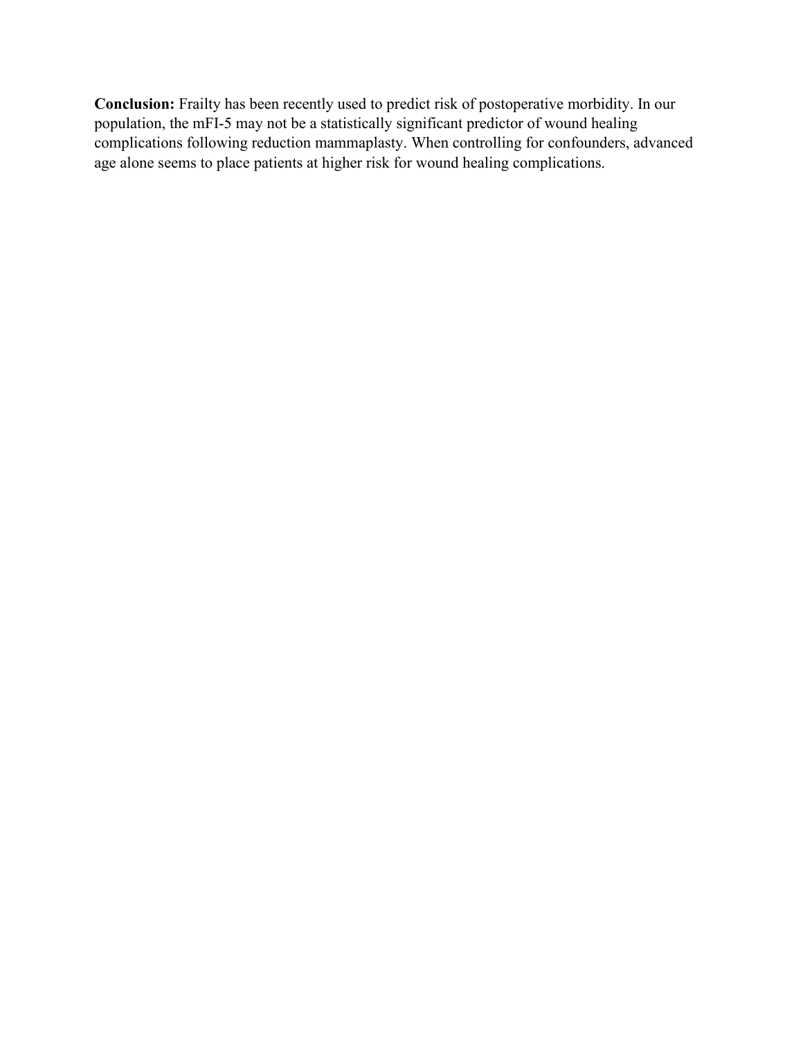**Conclusion:** Frailty has been recently used to predict risk of postoperative morbidity. In our population, the mFI-5 may not be a statistically significant predictor of wound healing complications following reduction mammaplasty. When controlling for confounders, advanced age alone seems to place patients at higher risk for wound healing complications.